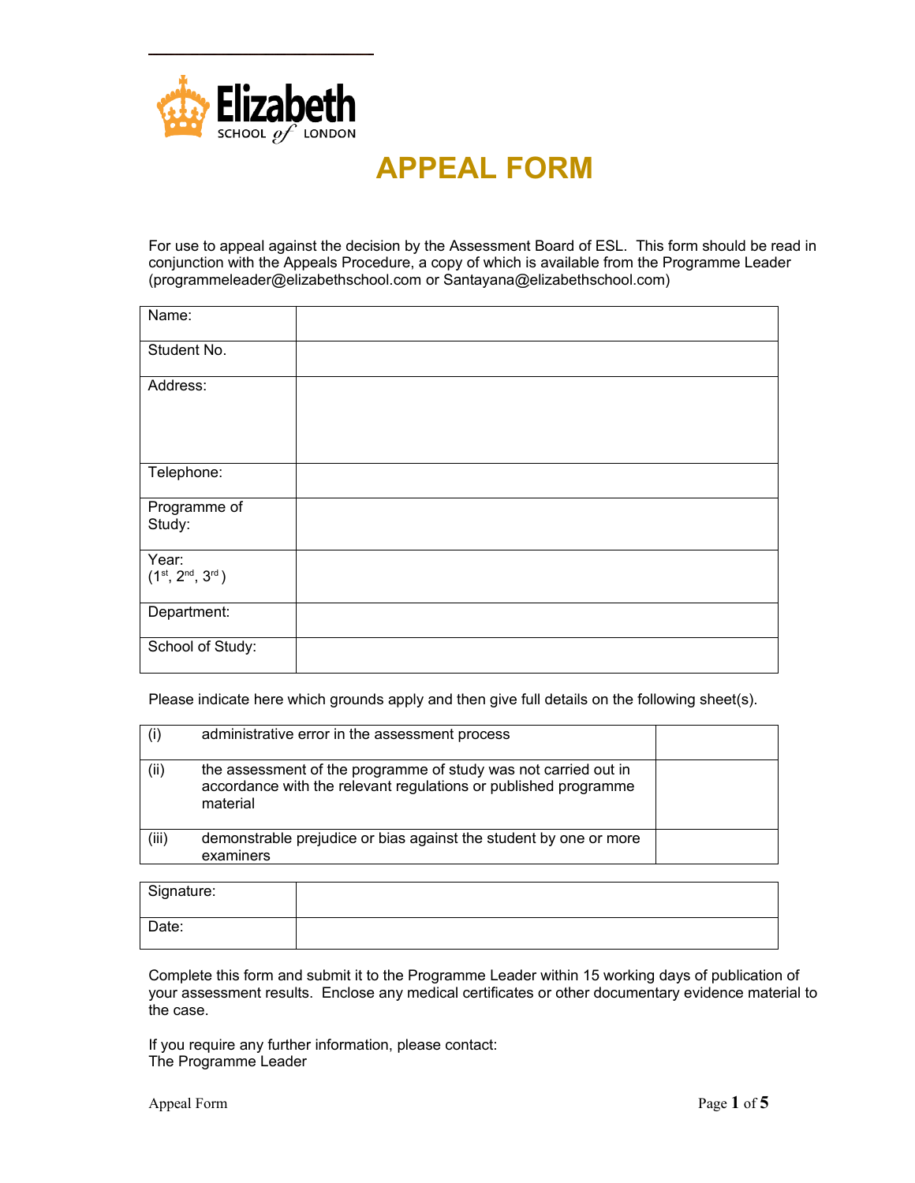Elizabeth SCHOOL of LONDON

# APPEAL FORM

For use to appeal against the decision by the Assessment Board of ESL. This form should be read in conjunction with the Appeals Procedure, a copy of which is available from the Programme Leader (programmeleader@elizabethschool.com or Santayana@elizabethschool.com)

| | |
|---|---|
| Name: | |
| Student No. | |
| Address: | |
| Telephone: | |
| Programme of Study: | |
| Year: (1st, 2nd, 3rd) | |
| Department: | |
| School of Study: | |

Please indicate here which grounds apply and then give full details on the following sheet(s).

| | | |
|---|---|---|
| (i) | administrative error in the assessment process | |
| (ii) | the assessment of the programme of study was not carried out in accordance with the relevant regulations or published programme material | |
| (iii) | demonstrable prejudice or bias against the student by one or more examiners | |

| | |
|---|---|
| Signature: | |
| Date: | |

Complete this form and submit it to the Programme Leader within 15 working days of publication of your assessment results. Enclose any medical certificates or other documentary evidence material to the case.

If you require any further information, please contact:
The Programme Leader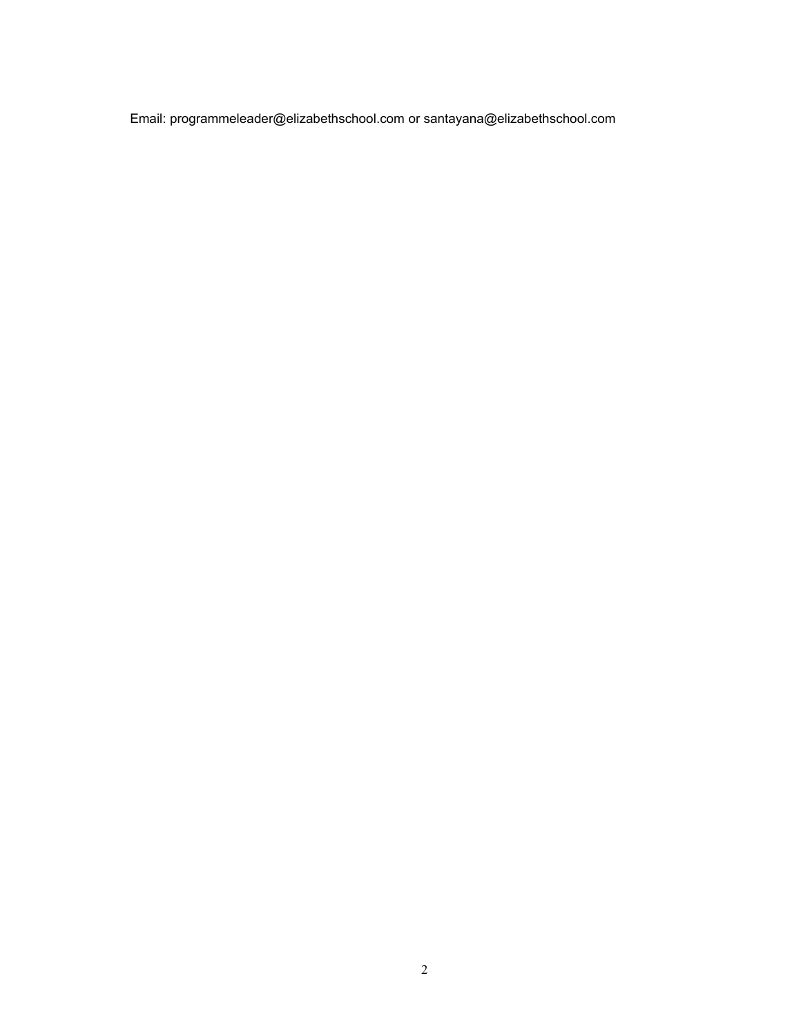Email: programmeleader@elizabethschool.com or santayana@elizabethschool.com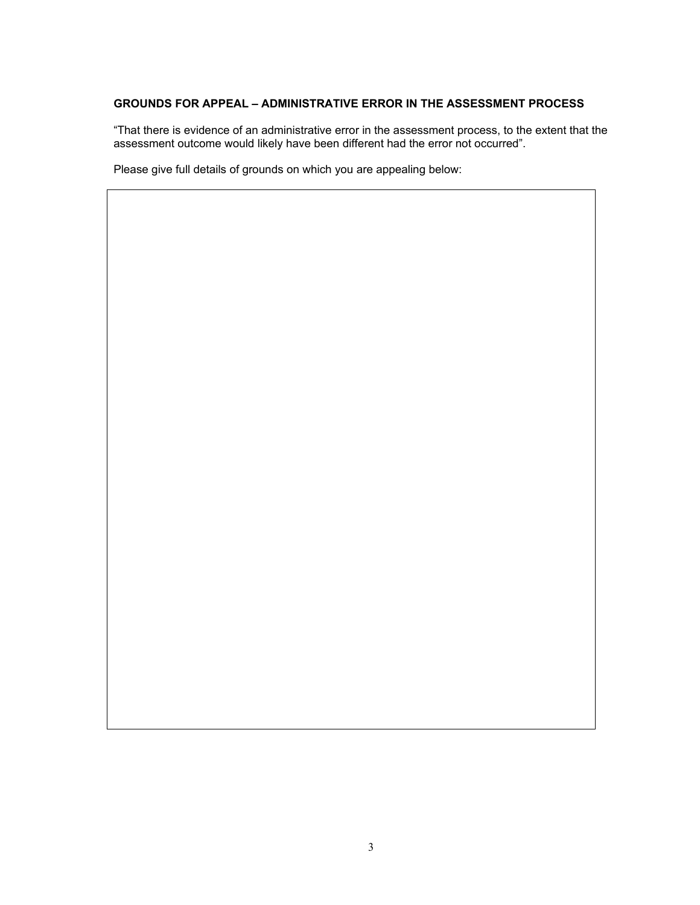**GROUNDS FOR APPEAL – ADMINISTRATIVE ERROR IN THE ASSESSMENT PROCESS**

"That there is evidence of an administrative error in the assessment process, to the extent that the assessment outcome would likely have been different had the error not occurred".

Please give full details of grounds on which you are appealing below: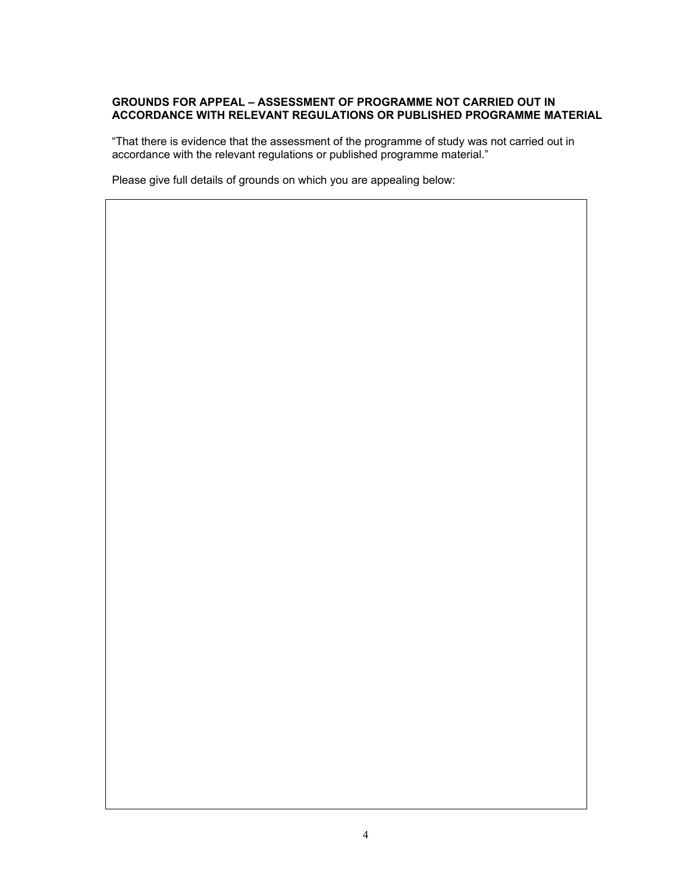**GROUNDS FOR APPEAL – ASSESSMENT OF PROGRAMME NOT CARRIED OUT IN ACCORDANCE WITH RELEVANT REGULATIONS OR PUBLISHED PROGRAMME MATERIAL**

"That there is evidence that the assessment of the programme of study was not carried out in accordance with the relevant regulations or published programme material."

Please give full details of grounds on which you are appealing below:

|   |
|---|
|   |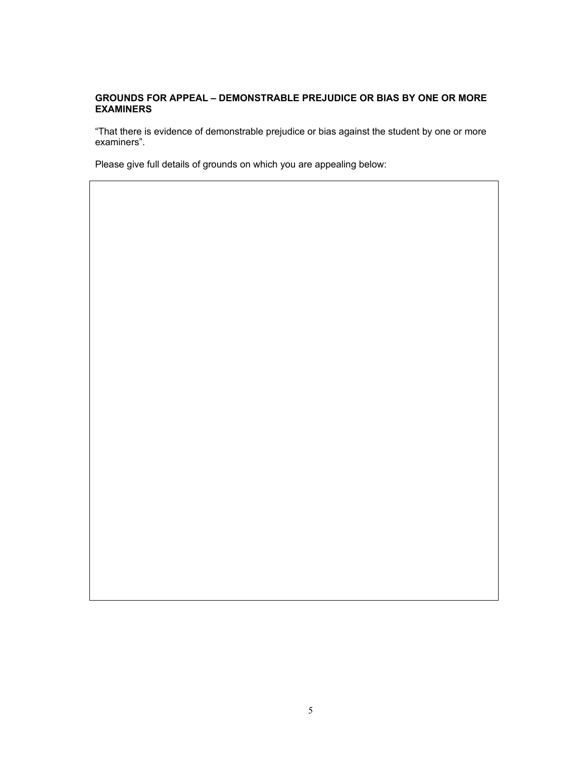**GROUNDS FOR APPEAL – DEMONSTRABLE PREJUDICE OR BIAS BY ONE OR MORE EXAMINERS**

“That there is evidence of demonstrable prejudice or bias against the student by one or more examiners”.

Please give full details of grounds on which you are appealing below: